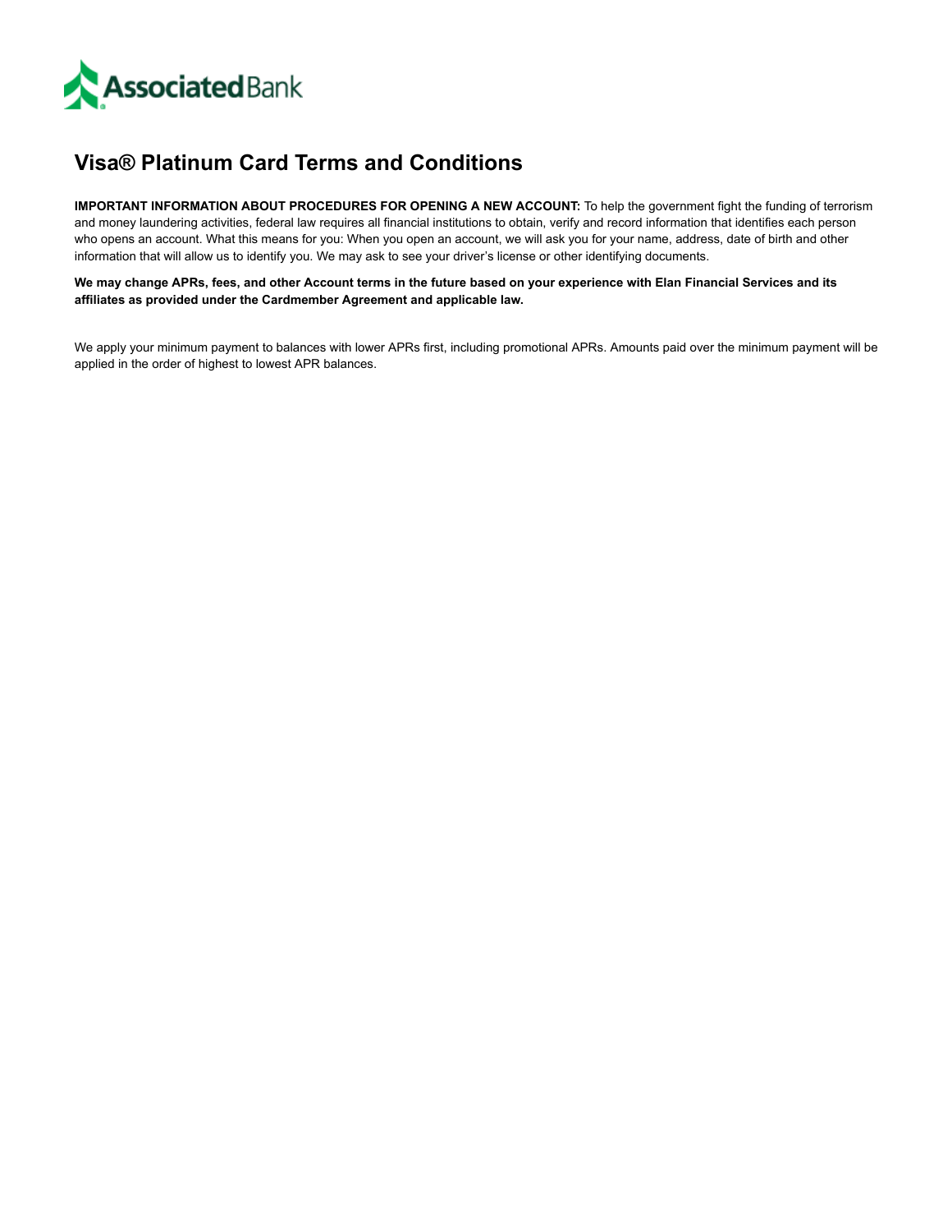Associated Bank

# Visa® Platinum Card Terms and Conditions

**IMPORTANT INFORMATION ABOUT PROCEDURES FOR OPENING A NEW ACCOUNT:** To help the government fight the funding of terrorism and money laundering activities, federal law requires all financial institutions to obtain, verify and record information that identifies each person who opens an account. What this means for you: When you open an account, we will ask you for your name, address, date of birth and other information that will allow us to identify you. We may ask to see your driver's license or other identifying documents.

**We may change APRs, fees, and other Account terms in the future based on your experience with Elan Financial Services and its affiliates as provided under the Cardmember Agreement and applicable law.**

We apply your minimum payment to balances with lower APRs first, including promotional APRs. Amounts paid over the minimum payment will be applied in the order of highest to lowest APR balances.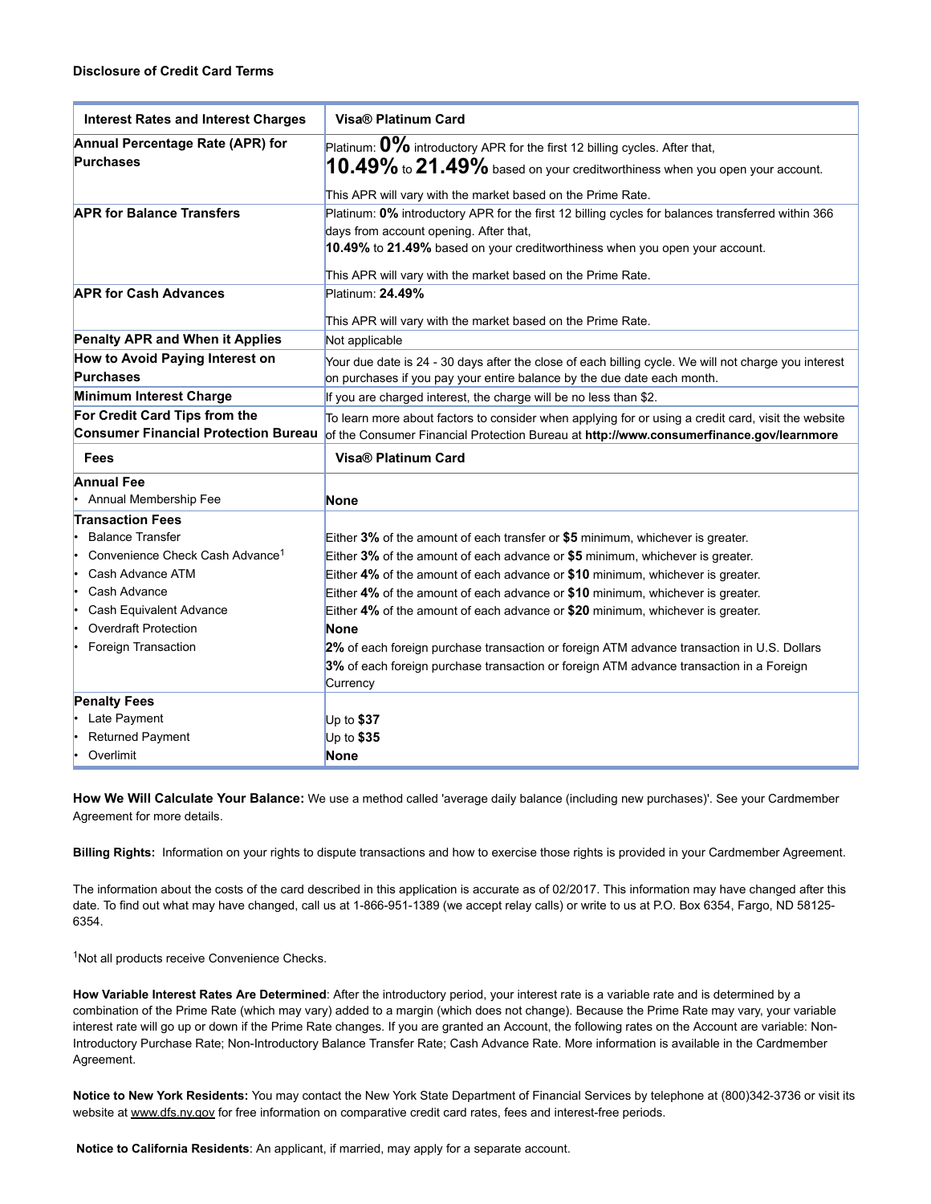**Disclosure of Credit Card Terms**

| Interest Rates and Interest Charges | Visa® Platinum Card |
|---|---|
| **Annual Percentage Rate (APR) for Purchases** | Platinum: **0%** introductory APR for the first 12 billing cycles. After that, **10.49%** to **21.49%** based on your creditworthiness when you open your account.<br><br>This APR will vary with the market based on the Prime Rate. |
| **APR for Balance Transfers** | Platinum: **0%** introductory APR for the first 12 billing cycles for balances transferred within 366 days from account opening. After that, **10.49%** to **21.49%** based on your creditworthiness when you open your account.<br><br>This APR will vary with the market based on the Prime Rate. |
| **APR for Cash Advances** | Platinum: **24.49%**<br><br>This APR will vary with the market based on the Prime Rate. |
| **Penalty APR and When it Applies** | Not applicable |
| **How to Avoid Paying Interest on Purchases** | Your due date is 24 - 30 days after the close of each billing cycle. We will not charge you interest on purchases if you pay your entire balance by the due date each month. |
| **Minimum Interest Charge** | If you are charged interest, the charge will be no less than $2. |
| **For Credit Card Tips from the Consumer Financial Protection Bureau** | To learn more about factors to consider when applying for or using a credit card, visit the website of the Consumer Financial Protection Bureau at **http://www.consumerfinance.gov/learnmore** |
| **Fees** | **Visa® Platinum Card** |
| **Annual Fee**<br>• Annual Membership Fee | **None** |
| **Transaction Fees**<br>• Balance Transfer<br>• Convenience Check Cash Advance[1]<br>• Cash Advance ATM<br>• Cash Advance<br>• Cash Equivalent Advance<br>• Overdraft Protection<br>• Foreign Transaction | Either **3%** of the amount of each transfer or **$5** minimum, whichever is greater.<br>Either **3%** of the amount of each advance or **$5** minimum, whichever is greater.<br>Either **4%** of the amount of each advance or **$10** minimum, whichever is greater.<br>Either **4%** of the amount of each advance or **$10** minimum, whichever is greater.<br>Either **4%** of the amount of each advance or **$20** minimum, whichever is greater.<br>**None**<br>**2%** of each foreign purchase transaction or foreign ATM advance transaction in U.S. Dollars<br>**3%** of each foreign purchase transaction or foreign ATM advance transaction in a Foreign Currency |
| **Penalty Fees**<br>• Late Payment<br>• Returned Payment<br>• Overlimit | <br>Up to **$37**<br>Up to **$35**<br>**None** |

**How We Will Calculate Your Balance:** We use a method called 'average daily balance (including new purchases)'. See your Cardmember Agreement for more details.

**Billing Rights:** Information on your rights to dispute transactions and how to exercise those rights is provided in your Cardmember Agreement.

The information about the costs of the card described in this application is accurate as of 02/2017. This information may have changed after this date. To find out what may have changed, call us at 1-866-951-1389 (we accept relay calls) or write to us at P.O. Box 6354, Fargo, ND 58125-6354.

[1]Not all products receive Convenience Checks.

**How Variable Interest Rates Are Determined**: After the introductory period, your interest rate is a variable rate and is determined by a combination of the Prime Rate (which may vary) added to a margin (which does not change). Because the Prime Rate may vary, your variable interest rate will go up or down if the Prime Rate changes. If you are granted an Account, the following rates on the Account are variable: Non-Introductory Purchase Rate; Non-Introductory Balance Transfer Rate; Cash Advance Rate. More information is available in the Cardmember Agreement.

**Notice to New York Residents:** You may contact the New York State Department of Financial Services by telephone at (800)342-3736 or visit its website at www.dfs.ny.gov for free information on comparative credit card rates, fees and interest-free periods.

**Notice to California Residents**: An applicant, if married, may apply for a separate account.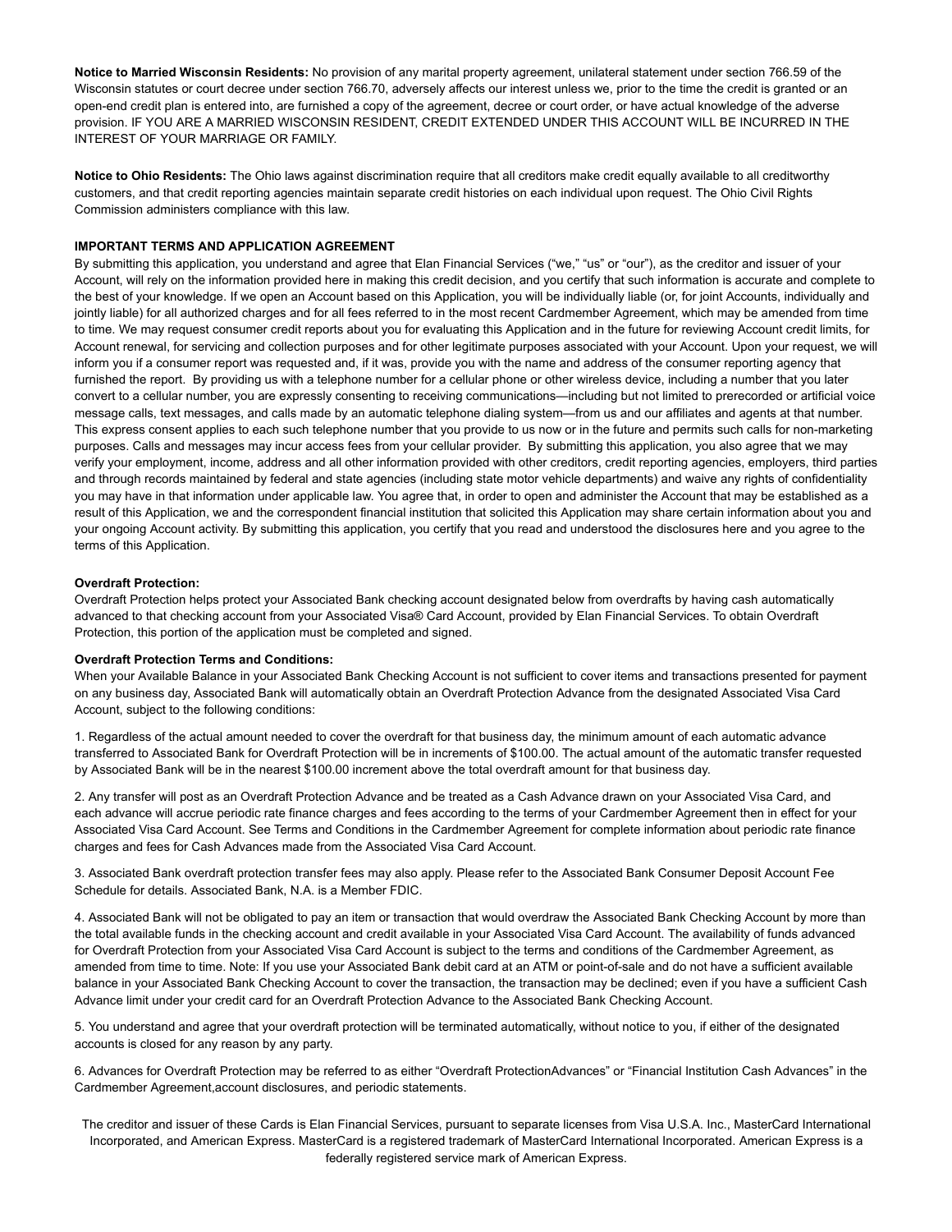**Notice to Married Wisconsin Residents:** No provision of any marital property agreement, unilateral statement under section 766.59 of the Wisconsin statutes or court decree under section 766.70, adversely affects our interest unless we, prior to the time the credit is granted or an open-end credit plan is entered into, are furnished a copy of the agreement, decree or court order, or have actual knowledge of the adverse provision. IF YOU ARE A MARRIED WISCONSIN RESIDENT, CREDIT EXTENDED UNDER THIS ACCOUNT WILL BE INCURRED IN THE INTEREST OF YOUR MARRIAGE OR FAMILY.

**Notice to Ohio Residents:** The Ohio laws against discrimination require that all creditors make credit equally available to all creditworthy customers, and that credit reporting agencies maintain separate credit histories on each individual upon request. The Ohio Civil Rights Commission administers compliance with this law.

**IMPORTANT TERMS AND APPLICATION AGREEMENT**

By submitting this application, you understand and agree that Elan Financial Services ("we," "us" or "our"), as the creditor and issuer of your Account, will rely on the information provided here in making this credit decision, and you certify that such information is accurate and complete to the best of your knowledge. If we open an Account based on this Application, you will be individually liable (or, for joint Accounts, individually and jointly liable) for all authorized charges and for all fees referred to in the most recent Cardmember Agreement, which may be amended from time to time. We may request consumer credit reports about you for evaluating this Application and in the future for reviewing Account credit limits, for Account renewal, for servicing and collection purposes and for other legitimate purposes associated with your Account. Upon your request, we will inform you if a consumer report was requested and, if it was, provide you with the name and address of the consumer reporting agency that furnished the report. By providing us with a telephone number for a cellular phone or other wireless device, including a number that you later convert to a cellular number, you are expressly consenting to receiving communications—including but not limited to prerecorded or artificial voice message calls, text messages, and calls made by an automatic telephone dialing system—from us and our affiliates and agents at that number. This express consent applies to each such telephone number that you provide to us now or in the future and permits such calls for non-marketing purposes. Calls and messages may incur access fees from your cellular provider. By submitting this application, you also agree that we may verify your employment, income, address and all other information provided with other creditors, credit reporting agencies, employers, third parties and through records maintained by federal and state agencies (including state motor vehicle departments) and waive any rights of confidentiality you may have in that information under applicable law. You agree that, in order to open and administer the Account that may be established as a result of this Application, we and the correspondent financial institution that solicited this Application may share certain information about you and your ongoing Account activity. By submitting this application, you certify that you read and understood the disclosures here and you agree to the terms of this Application.

**Overdraft Protection:**

Overdraft Protection helps protect your Associated Bank checking account designated below from overdrafts by having cash automatically advanced to that checking account from your Associated Visa® Card Account, provided by Elan Financial Services. To obtain Overdraft Protection, this portion of the application must be completed and signed.

**Overdraft Protection Terms and Conditions:**

When your Available Balance in your Associated Bank Checking Account is not sufficient to cover items and transactions presented for payment on any business day, Associated Bank will automatically obtain an Overdraft Protection Advance from the designated Associated Visa Card Account, subject to the following conditions:

1. Regardless of the actual amount needed to cover the overdraft for that business day, the minimum amount of each automatic advance transferred to Associated Bank for Overdraft Protection will be in increments of $100.00. The actual amount of the automatic transfer requested by Associated Bank will be in the nearest $100.00 increment above the total overdraft amount for that business day.

2. Any transfer will post as an Overdraft Protection Advance and be treated as a Cash Advance drawn on your Associated Visa Card, and each advance will accrue periodic rate finance charges and fees according to the terms of your Cardmember Agreement then in effect for your Associated Visa Card Account. See Terms and Conditions in the Cardmember Agreement for complete information about periodic rate finance charges and fees for Cash Advances made from the Associated Visa Card Account.

3. Associated Bank overdraft protection transfer fees may also apply. Please refer to the Associated Bank Consumer Deposit Account Fee Schedule for details. Associated Bank, N.A. is a Member FDIC.

4. Associated Bank will not be obligated to pay an item or transaction that would overdraw the Associated Bank Checking Account by more than the total available funds in the checking account and credit available in your Associated Visa Card Account. The availability of funds advanced for Overdraft Protection from your Associated Visa Card Account is subject to the terms and conditions of the Cardmember Agreement, as amended from time to time. Note: If you use your Associated Bank debit card at an ATM or point-of-sale and do not have a sufficient available balance in your Associated Bank Checking Account to cover the transaction, the transaction may be declined; even if you have a sufficient Cash Advance limit under your credit card for an Overdraft Protection Advance to the Associated Bank Checking Account.

5. You understand and agree that your overdraft protection will be terminated automatically, without notice to you, if either of the designated accounts is closed for any reason by any party.

6. Advances for Overdraft Protection may be referred to as either "Overdraft ProtectionAdvances" or "Financial Institution Cash Advances" in the Cardmember Agreement,account disclosures, and periodic statements.

The creditor and issuer of these Cards is Elan Financial Services, pursuant to separate licenses from Visa U.S.A. Inc., MasterCard International Incorporated, and American Express. MasterCard is a registered trademark of MasterCard International Incorporated. American Express is a federally registered service mark of American Express.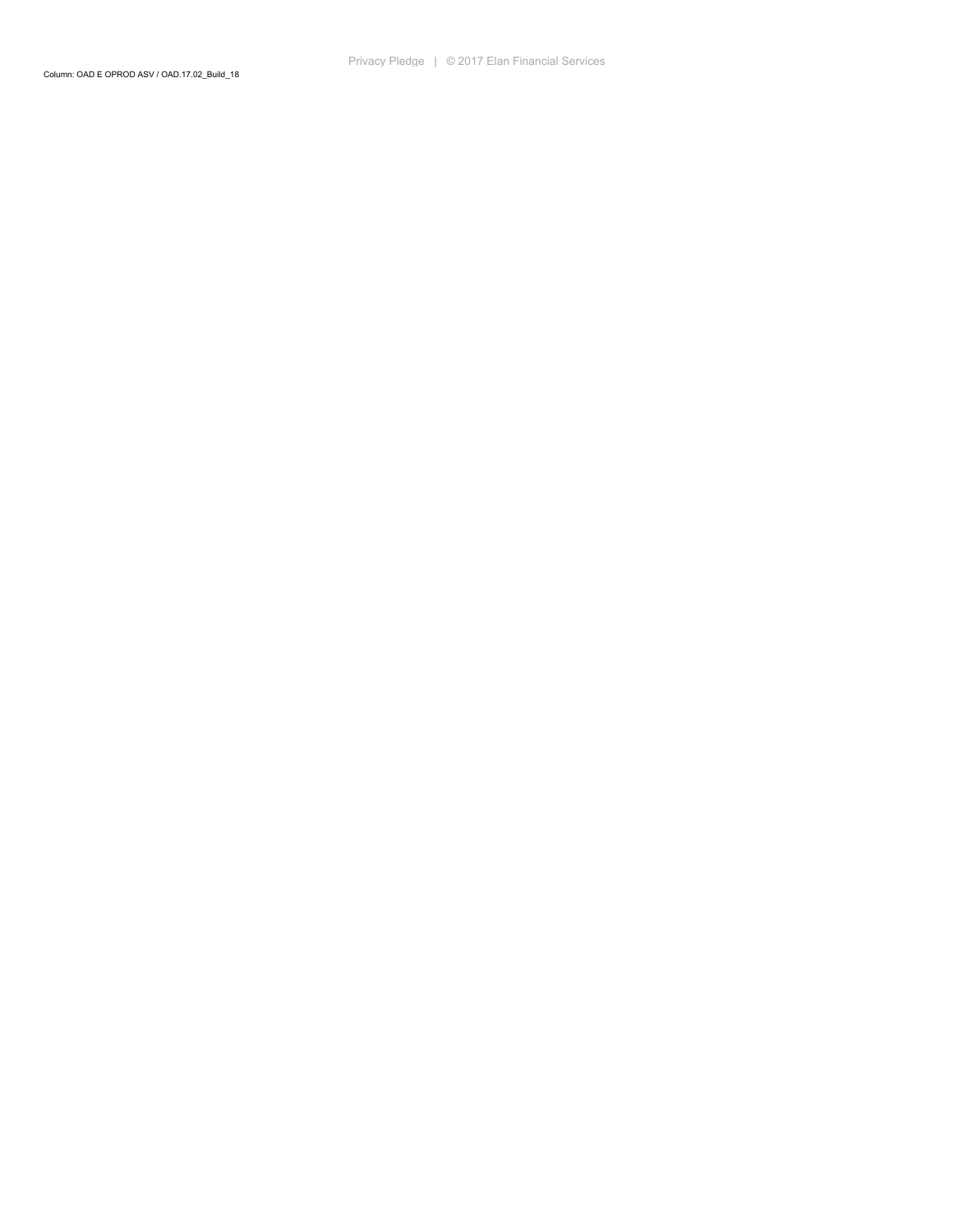Privacy Pledge | © 2017 Elan Financial Services

Column: OAD E OPROD ASV / OAD.17.02_Build_18